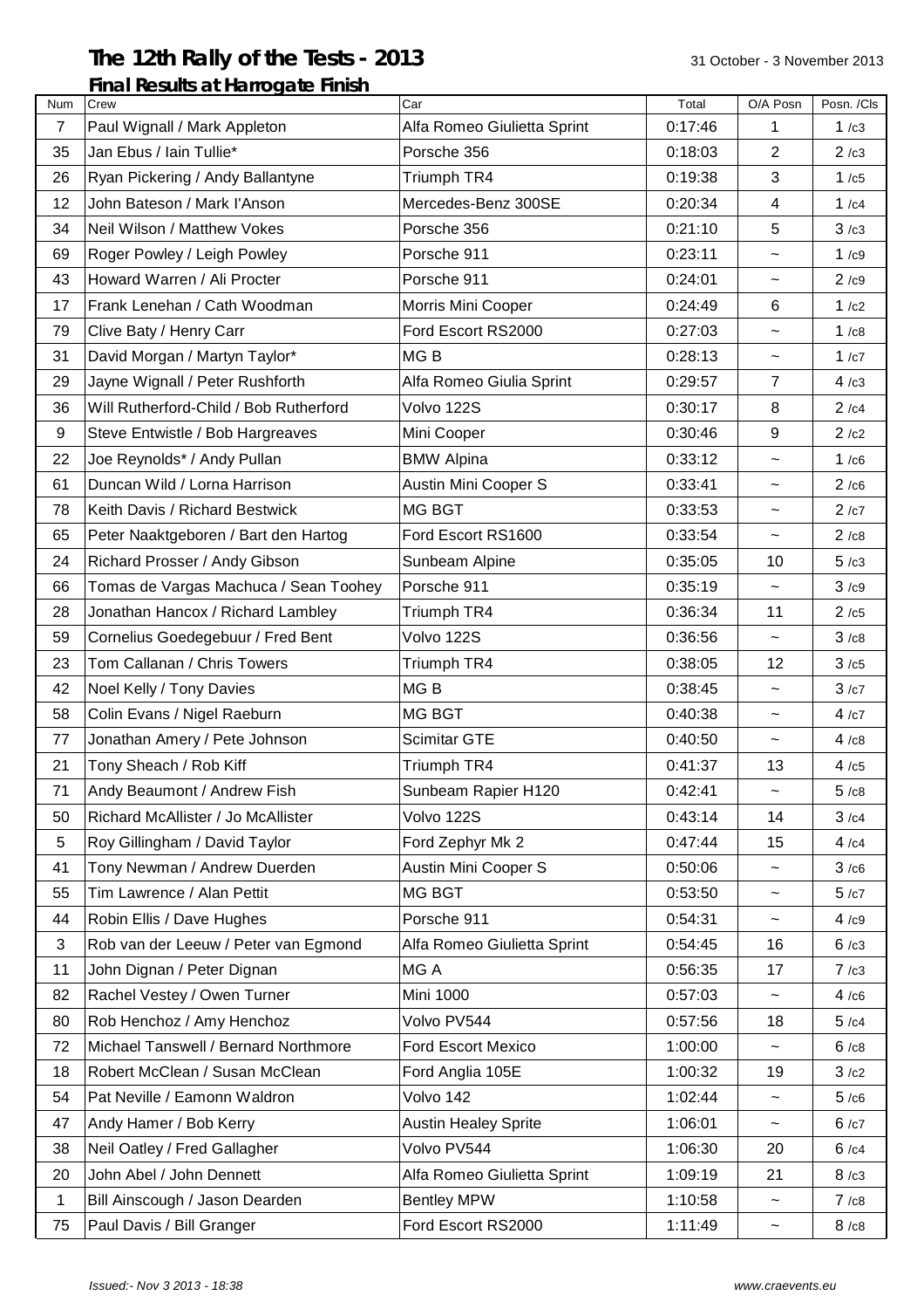# The 12th Rally of the Tests - 2013

31 October - 3 November 2013

## Final Results at Harrogate Finish

| Num | Crew | Car | Total | O/A Posn | Posn. /Cls |
|---|---|---|---|---|---|
| 7 | Paul Wignall / Mark Appleton | Alfa Romeo Giulietta Sprint | 0:17:46 | 1 | 1 /c3 |
| 35 | Jan Ebus / Iain Tullie* | Porsche 356 | 0:18:03 | 2 | 2 /c3 |
| 26 | Ryan Pickering / Andy Ballantyne | Triumph TR4 | 0:19:38 | 3 | 1 /c5 |
| 12 | John Bateson / Mark I'Anson | Mercedes-Benz 300SE | 0:20:34 | 4 | 1 /c4 |
| 34 | Neil Wilson / Matthew Vokes | Porsche 356 | 0:21:10 | 5 | 3 /c3 |
| 69 | Roger Powley / Leigh Powley | Porsche 911 | 0:23:11 | ~ | 1 /c9 |
| 43 | Howard Warren / Ali Procter | Porsche 911 | 0:24:01 | ~ | 2 /c9 |
| 17 | Frank Lenehan / Cath Woodman | Morris Mini Cooper | 0:24:49 | 6 | 1 /c2 |
| 79 | Clive Baty / Henry Carr | Ford Escort RS2000 | 0:27:03 | ~ | 1 /c8 |
| 31 | David Morgan / Martyn Taylor* | MG B | 0:28:13 | ~ | 1 /c7 |
| 29 | Jayne Wignall / Peter Rushforth | Alfa Romeo Giulia Sprint | 0:29:57 | 7 | 4 /c3 |
| 36 | Will Rutherford-Child / Bob Rutherford | Volvo 122S | 0:30:17 | 8 | 2 /c4 |
| 9 | Steve Entwistle / Bob Hargreaves | Mini Cooper | 0:30:46 | 9 | 2 /c2 |
| 22 | Joe Reynolds* / Andy Pullan | BMW Alpina | 0:33:12 | ~ | 1 /c6 |
| 61 | Duncan Wild / Lorna Harrison | Austin Mini Cooper S | 0:33:41 | ~ | 2 /c6 |
| 78 | Keith Davis / Richard Bestwick | MG BGT | 0:33:53 | ~ | 2 /c7 |
| 65 | Peter Naaktgeboren / Bart den Hartog | Ford Escort RS1600 | 0:33:54 | ~ | 2 /c8 |
| 24 | Richard Prosser / Andy Gibson | Sunbeam Alpine | 0:35:05 | 10 | 5 /c3 |
| 66 | Tomas de Vargas Machuca / Sean Toohey | Porsche 911 | 0:35:19 | ~ | 3 /c9 |
| 28 | Jonathan Hancox / Richard Lambley | Triumph TR4 | 0:36:34 | 11 | 2 /c5 |
| 59 | Cornelius Goedegebuur / Fred Bent | Volvo 122S | 0:36:56 | ~ | 3 /c8 |
| 23 | Tom Callanan / Chris Towers | Triumph TR4 | 0:38:05 | 12 | 3 /c5 |
| 42 | Noel Kelly / Tony Davies | MG B | 0:38:45 | ~ | 3 /c7 |
| 58 | Colin Evans / Nigel Raeburn | MG BGT | 0:40:38 | ~ | 4 /c7 |
| 77 | Jonathan Amery / Pete Johnson | Scimitar GTE | 0:40:50 | ~ | 4 /c8 |
| 21 | Tony Sheach / Rob Kiff | Triumph TR4 | 0:41:37 | 13 | 4 /c5 |
| 71 | Andy Beaumont / Andrew Fish | Sunbeam Rapier H120 | 0:42:41 | ~ | 5 /c8 |
| 50 | Richard McAllister / Jo McAllister | Volvo 122S | 0:43:14 | 14 | 3 /c4 |
| 5 | Roy Gillingham / David Taylor | Ford Zephyr Mk 2 | 0:47:44 | 15 | 4 /c4 |
| 41 | Tony Newman / Andrew Duerden | Austin Mini Cooper S | 0:50:06 | ~ | 3 /c6 |
| 55 | Tim Lawrence / Alan Pettit | MG BGT | 0:53:50 | ~ | 5 /c7 |
| 44 | Robin Ellis / Dave Hughes | Porsche 911 | 0:54:31 | ~ | 4 /c9 |
| 3 | Rob van der Leeuw / Peter van Egmond | Alfa Romeo Giulietta Sprint | 0:54:45 | 16 | 6 /c3 |
| 11 | John Dignan / Peter Dignan | MG A | 0:56:35 | 17 | 7 /c3 |
| 82 | Rachel Vestey / Owen Turner | Mini 1000 | 0:57:03 | ~ | 4 /c6 |
| 80 | Rob Henchoz / Amy Henchoz | Volvo PV544 | 0:57:56 | 18 | 5 /c4 |
| 72 | Michael Tanswell / Bernard Northmore | Ford Escort Mexico | 1:00:00 | ~ | 6 /c8 |
| 18 | Robert McClean / Susan McClean | Ford Anglia 105E | 1:00:32 | 19 | 3 /c2 |
| 54 | Pat Neville / Eamonn Waldron | Volvo 142 | 1:02:44 | ~ | 5 /c6 |
| 47 | Andy Hamer / Bob Kerry | Austin Healey Sprite | 1:06:01 | ~ | 6 /c7 |
| 38 | Neil Oatley / Fred Gallagher | Volvo PV544 | 1:06:30 | 20 | 6 /c4 |
| 20 | John Abel / John Dennett | Alfa Romeo Giulietta Sprint | 1:09:19 | 21 | 8 /c3 |
| 1 | Bill Ainscough / Jason Dearden | Bentley MPW | 1:10:58 | ~ | 7 /c8 |
| 75 | Paul Davis / Bill Granger | Ford Escort RS2000 | 1:11:49 | ~ | 8 /c8 |

*Issued:- Nov 3 2013 - 18:38*

*www.craevents.eu*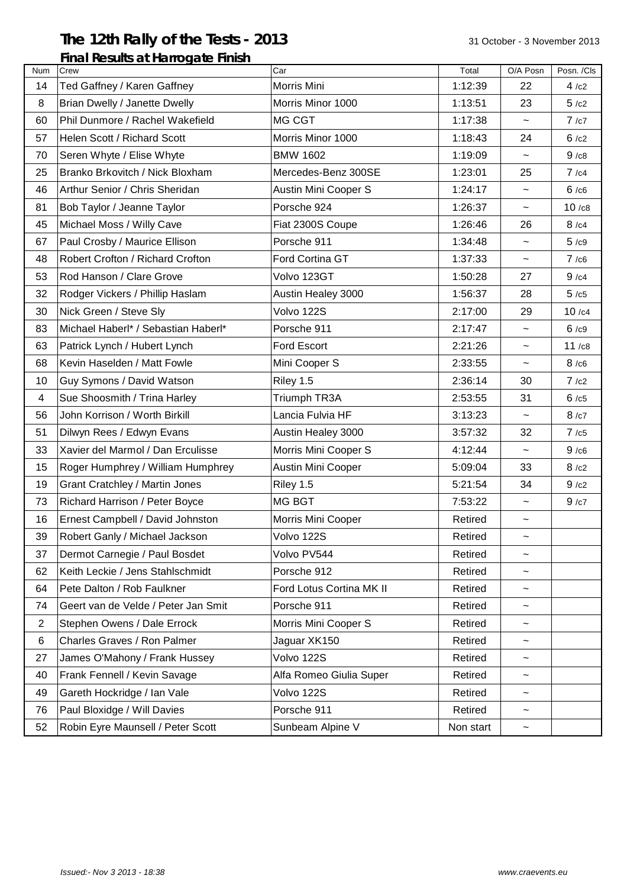# The 12th Rally of the Tests - 2013

31 October - 3 November 2013

## Final Results at Harrogate Finish

| Num | Crew | Car | Total | O/A Posn | Posn. /Cls |
|---|---|---|---|---|---|
| 14 | Ted Gaffney / Karen Gaffney | Morris Mini | 1:12:39 | 22 | 4 /c2 |
| 8 | Brian Dwelly / Janette Dwelly | Morris Minor 1000 | 1:13:51 | 23 | 5 /c2 |
| 60 | Phil Dunmore / Rachel Wakefield | MG CGT | 1:17:38 | ~ | 7 /c7 |
| 57 | Helen Scott / Richard Scott | Morris Minor 1000 | 1:18:43 | 24 | 6 /c2 |
| 70 | Seren Whyte / Elise Whyte | BMW 1602 | 1:19:09 | ~ | 9 /c8 |
| 25 | Branko Brkovitch / Nick Bloxham | Mercedes-Benz 300SE | 1:23:01 | 25 | 7 /c4 |
| 46 | Arthur Senior / Chris Sheridan | Austin Mini Cooper S | 1:24:17 | ~ | 6 /c6 |
| 81 | Bob Taylor / Jeanne Taylor | Porsche 924 | 1:26:37 | ~ | 10 /c8 |
| 45 | Michael Moss / Willy Cave | Fiat 2300S Coupe | 1:26:46 | 26 | 8 /c4 |
| 67 | Paul Crosby / Maurice Ellison | Porsche 911 | 1:34:48 | ~ | 5 /c9 |
| 48 | Robert Crofton / Richard Crofton | Ford Cortina GT | 1:37:33 | ~ | 7 /c6 |
| 53 | Rod Hanson / Clare Grove | Volvo 123GT | 1:50:28 | 27 | 9 /c4 |
| 32 | Rodger Vickers / Phillip Haslam | Austin Healey 3000 | 1:56:37 | 28 | 5 /c5 |
| 30 | Nick Green / Steve Sly | Volvo 122S | 2:17:00 | 29 | 10 /c4 |
| 83 | Michael Haberl* / Sebastian Haberl* | Porsche 911 | 2:17:47 | ~ | 6 /c9 |
| 63 | Patrick Lynch / Hubert Lynch | Ford Escort | 2:21:26 | ~ | 11 /c8 |
| 68 | Kevin Haselden / Matt Fowle | Mini Cooper S | 2:33:55 | ~ | 8 /c6 |
| 10 | Guy Symons / David Watson | Riley 1.5 | 2:36:14 | 30 | 7 /c2 |
| 4 | Sue Shoosmith / Trina Harley | Triumph TR3A | 2:53:55 | 31 | 6 /c5 |
| 56 | John Korrison / Worth Birkill | Lancia Fulvia HF | 3:13:23 | ~ | 8 /c7 |
| 51 | Dilwyn Rees / Edwyn Evans | Austin Healey 3000 | 3:57:32 | 32 | 7 /c5 |
| 33 | Xavier del Marmol / Dan Erculisse | Morris Mini Cooper S | 4:12:44 | ~ | 9 /c6 |
| 15 | Roger Humphrey / William Humphrey | Austin Mini Cooper | 5:09:04 | 33 | 8 /c2 |
| 19 | Grant Cratchley / Martin Jones | Riley 1.5 | 5:21:54 | 34 | 9 /c2 |
| 73 | Richard Harrison / Peter Boyce | MG BGT | 7:53:22 | ~ | 9 /c7 |
| 16 | Ernest Campbell / David Johnston | Morris Mini Cooper | Retired | ~ | |
| 39 | Robert Ganly / Michael Jackson | Volvo 122S | Retired | ~ | |
| 37 | Dermot Carnegie / Paul Bosdet | Volvo PV544 | Retired | ~ | |
| 62 | Keith Leckie / Jens Stahlschmidt | Porsche 912 | Retired | ~ | |
| 64 | Pete Dalton / Rob Faulkner | Ford Lotus Cortina MK II | Retired | ~ | |
| 74 | Geert van de Velde / Peter Jan Smit | Porsche 911 | Retired | ~ | |
| 2 | Stephen Owens / Dale Errock | Morris Mini Cooper S | Retired | ~ | |
| 6 | Charles Graves / Ron Palmer | Jaguar XK150 | Retired | ~ | |
| 27 | James O'Mahony / Frank Hussey | Volvo 122S | Retired | ~ | |
| 40 | Frank Fennell / Kevin Savage | Alfa Romeo Giulia Super | Retired | ~ | |
| 49 | Gareth Hockridge / Ian Vale | Volvo 122S | Retired | ~ | |
| 76 | Paul Bloxidge / Will Davies | Porsche 911 | Retired | ~ | |
| 52 | Robin Eyre Maunsell / Peter Scott | Sunbeam Alpine V | Non start | ~ | |

*Issued:- Nov 3 2013 - 18:38*

*www.craevents.eu*